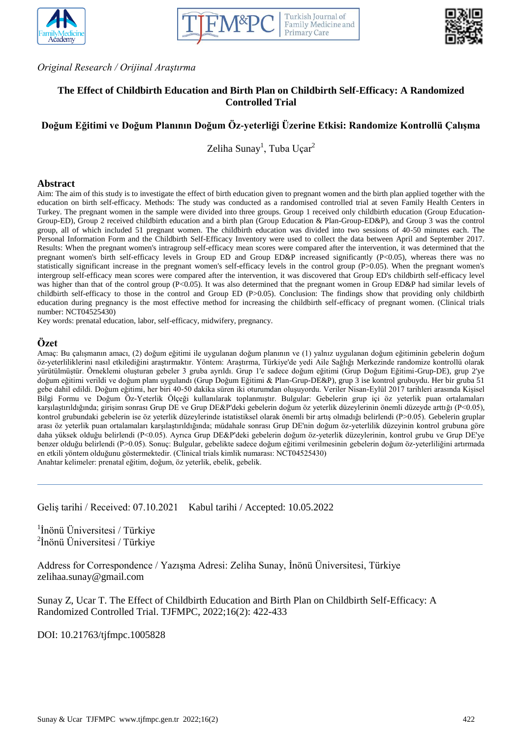*Original Research / Orijinal Araştırma*

# The Effect of Childbirth Education and Birth Plan on Childbirth Self-Efficacy: A Randomized Controlled Trial

## Doğum Eğitimi ve Doğum Planının Doğum Öz-yeterliği Üzerine Etkisi: Randomize Kontrollü Çalışma

Zeliha Sunay[1], Tuba Uçar[2]

## Abstract

Aim: The aim of this study is to investigate the effect of birth education given to pregnant women and the birth plan applied together with the education on birth self-efficacy. Methods: The study was conducted as a randomised controlled trial at seven Family Health Centers in Turkey. The pregnant women in the sample were divided into three groups. Group 1 received only childbirth education (Group Education-Group-ED), Group 2 received childbirth education and a birth plan (Group Education & Plan-Group-ED&P), and Group 3 was the control group, all of which included 51 pregnant women. The childbirth education was divided into two sessions of 40-50 minutes each. The Personal Information Form and the Childbirth Self-Efficacy Inventory were used to collect the data between April and September 2017. Results: When the pregnant women's intragroup self-efficacy mean scores were compared after the intervention, it was determined that the pregnant women's birth self-efficacy levels in Group ED and Group ED&P increased significantly (P<0.05), whereas there was no statistically significant increase in the pregnant women's self-efficacy levels in the control group (P>0.05). When the pregnant women's intergroup self-efficacy mean scores were compared after the intervention, it was discovered that Group ED's childbirth self-efficacy level was higher than that of the control group (P<0.05). It was also determined that the pregnant women in Group ED&P had similar levels of childbirth self-efficacy to those in the control and Group ED (P>0.05). Conclusion: The findings show that providing only childbirth education during pregnancy is the most effective method for increasing the childbirth self-efficacy of pregnant women. (Clinical trials number: NCT04525430)

Key words: prenatal education, labor, self-efficacy, midwifery, pregnancy.

## Özet

Amaç: Bu çalışmanın amacı, (2) doğum eğitimi ile uygulanan doğum planının ve (1) yalnız uygulanan doğum eğitiminin gebelerin doğum öz-yeterliliklerini nasıl etkilediğini araştırmaktır. Yöntem: Araştırma, Türkiye'de yedi Aile Sağlığı Merkezinde randomize kontrollü olarak yürütülmüştür. Örneklemi oluşturan gebeler 3 gruba ayrıldı. Grup 1'e sadece doğum eğitimi (Grup Doğum Eğitimi-Grup-DE), grup 2'ye doğum eğitimi verildi ve doğum planı uygulandı (Grup Doğum Eğitimi & Plan-Grup-DE&P), grup 3 ise kontrol grubuydu. Her bir gruba 51 gebe dahil edildi. Doğum eğitimi, her biri 40-50 dakika süren iki oturumdan oluşuyordu. Veriler Nisan-Eylül 2017 tarihleri arasında Kişisel Bilgi Formu ve Doğum Öz-Yeterlik Ölçeği kullanılarak toplanmıştır. Bulgular: Gebelerin grup içi öz yeterlik puan ortalamaları karşılaştırıldığında; girişim sonrası Grup DE ve Grup DE&P'deki gebelerin doğum öz yeterlik düzeylerinin önemli düzeyde arttığı (P<0.05), kontrol grubundaki gebelerin ise öz yeterlik düzeylerinde istatistiksel olarak önemli bir artış olmadığı belirlendi (P>0.05). Gebelerin gruplar arası öz yeterlik puan ortalamaları karşılaştırıldığında; müdahale sonrası Grup DE'nin doğum öz-yeterlilik düzeyinin kontrol grubuna göre daha yüksek olduğu belirlendi (P<0.05). Ayrıca Grup DE&P'deki gebelerin doğum öz-yeterlik düzeylerinin, kontrol grubu ve Grup DE'ye benzer olduğu belirlendi (P>0.05). Sonuç: Bulgular, gebelikte sadece doğum eğitimi verilmesinin gebelerin doğum öz-yeterliliğini artırmada en etkili yöntem olduğunu göstermektedir. (Clinical trials kimlik numarası: NCT04525430)

Anahtar kelimeler: prenatal eğitim, doğum, öz yeterlik, ebelik, gebelik.

---

Geliş tarihi / Received: 07.10.2021 Kabul tarihi / Accepted: 10.05.2022

[1]İnönü Üniversitesi / Türkiye
[2]İnönü Üniversitesi / Türkiye

Address for Correspondence / Yazışma Adresi: Zeliha Sunay, İnönü Üniversitesi, Türkiye
zelihaa.sunay@gmail.com

Sunay Z, Ucar T. The Effect of Childbirth Education and Birth Plan on Childbirth Self-Efficacy: A Randomized Controlled Trial. TJFMPC, 2022;16(2): 422-433

DOI: 10.21763/tjfmpc.1005828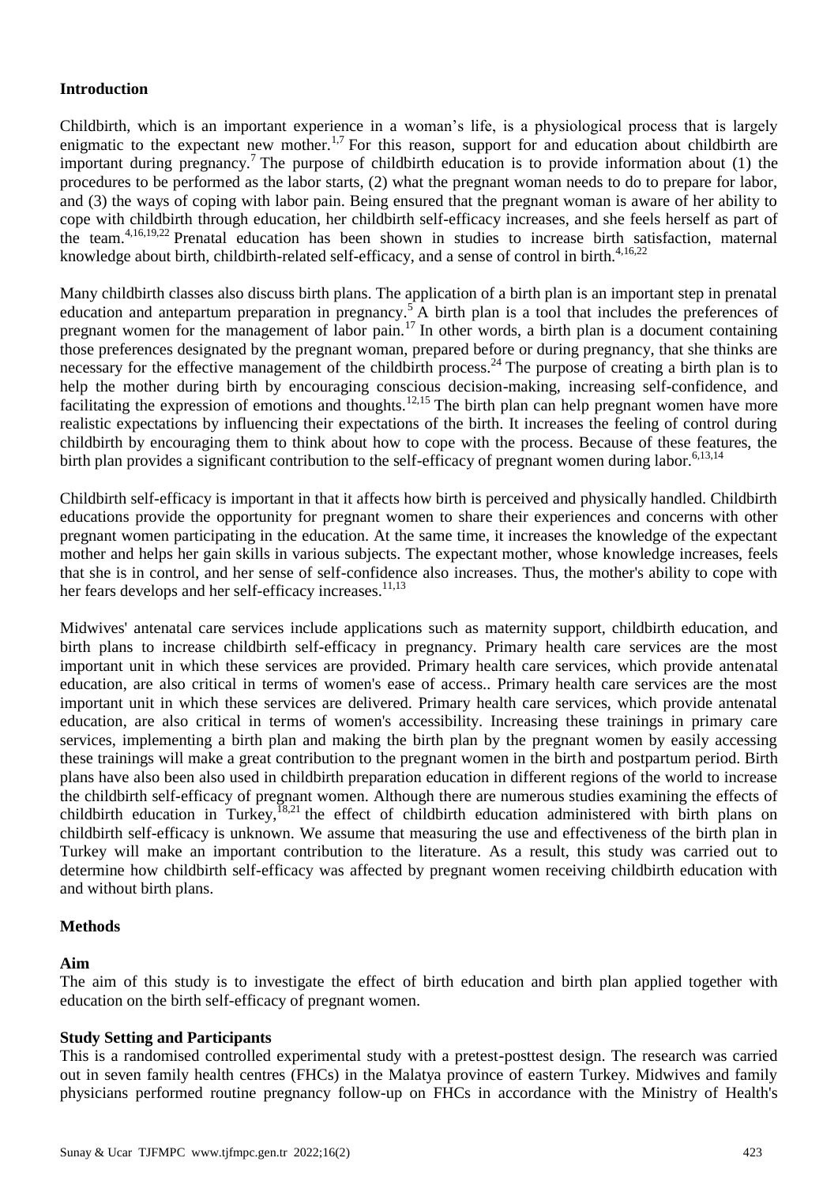## Introduction

Childbirth, which is an important experience in a woman's life, is a physiological process that is largely enigmatic to the expectant new mother.[1,7] For this reason, support for and education about childbirth are important during pregnancy.[7] The purpose of childbirth education is to provide information about (1) the procedures to be performed as the labor starts, (2) what the pregnant woman needs to do to prepare for labor, and (3) the ways of coping with labor pain. Being ensured that the pregnant woman is aware of her ability to cope with childbirth through education, her childbirth self-efficacy increases, and she feels herself as part of the team.[4,16,19,22] Prenatal education has been shown in studies to increase birth satisfaction, maternal knowledge about birth, childbirth-related self-efficacy, and a sense of control in birth.[4,16,22]

Many childbirth classes also discuss birth plans. The application of a birth plan is an important step in prenatal education and antepartum preparation in pregnancy.[5] A birth plan is a tool that includes the preferences of pregnant women for the management of labor pain.[17] In other words, a birth plan is a document containing those preferences designated by the pregnant woman, prepared before or during pregnancy, that she thinks are necessary for the effective management of the childbirth process.[24] The purpose of creating a birth plan is to help the mother during birth by encouraging conscious decision-making, increasing self-confidence, and facilitating the expression of emotions and thoughts.[12,15] The birth plan can help pregnant women have more realistic expectations by influencing their expectations of the birth. It increases the feeling of control during childbirth by encouraging them to think about how to cope with the process. Because of these features, the birth plan provides a significant contribution to the self-efficacy of pregnant women during labor.[6,13,14]

Childbirth self-efficacy is important in that it affects how birth is perceived and physically handled. Childbirth educations provide the opportunity for pregnant women to share their experiences and concerns with other pregnant women participating in the education. At the same time, it increases the knowledge of the expectant mother and helps her gain skills in various subjects. The expectant mother, whose knowledge increases, feels that she is in control, and her sense of self-confidence also increases. Thus, the mother's ability to cope with her fears develops and her self-efficacy increases.[11,13]

Midwives' antenatal care services include applications such as maternity support, childbirth education, and birth plans to increase childbirth self-efficacy in pregnancy. Primary health care services are the most important unit in which these services are provided. Primary health care services, which provide antenatal education, are also critical in terms of women's ease of access.. Primary health care services are the most important unit in which these services are delivered. Primary health care services, which provide antenatal education, are also critical in terms of women's accessibility. Increasing these trainings in primary care services, implementing a birth plan and making the birth plan by the pregnant women by easily accessing these trainings will make a great contribution to the pregnant women in the birth and postpartum period. Birth plans have also been also used in childbirth preparation education in different regions of the world to increase the childbirth self-efficacy of pregnant women. Although there are numerous studies examining the effects of childbirth education in Turkey,[18,21] the effect of childbirth education administered with birth plans on childbirth self-efficacy is unknown. We assume that measuring the use and effectiveness of the birth plan in Turkey will make an important contribution to the literature. As a result, this study was carried out to determine how childbirth self-efficacy was affected by pregnant women receiving childbirth education with and without birth plans.

## Methods

### Aim

The aim of this study is to investigate the effect of birth education and birth plan applied together with education on the birth self-efficacy of pregnant women.

### Study Setting and Participants

This is a randomised controlled experimental study with a pretest-posttest design. The research was carried out in seven family health centres (FHCs) in the Malatya province of eastern Turkey. Midwives and family physicians performed routine pregnancy follow-up on FHCs in accordance with the Ministry of Health's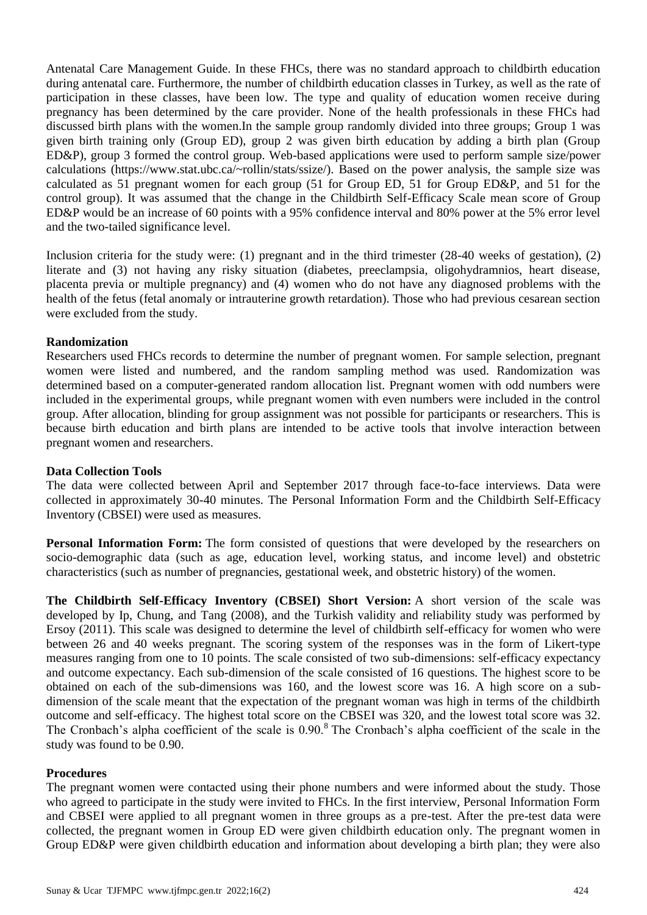Antenatal Care Management Guide. In these FHCs, there was no standard approach to childbirth education during antenatal care. Furthermore, the number of childbirth education classes in Turkey, as well as the rate of participation in these classes, have been low. The type and quality of education women receive during pregnancy has been determined by the care provider. None of the health professionals in these FHCs had discussed birth plans with the women.In the sample group randomly divided into three groups; Group 1 was given birth training only (Group ED), group 2 was given birth education by adding a birth plan (Group ED&P), group 3 formed the control group. Web-based applications were used to perform sample size/power calculations (https://www.stat.ubc.ca/~rollin/stats/ssize/). Based on the power analysis, the sample size was calculated as 51 pregnant women for each group (51 for Group ED, 51 for Group ED&P, and 51 for the control group). It was assumed that the change in the Childbirth Self-Efficacy Scale mean score of Group ED&P would be an increase of 60 points with a 95% confidence interval and 80% power at the 5% error level and the two-tailed significance level.

Inclusion criteria for the study were: (1) pregnant and in the third trimester (28-40 weeks of gestation), (2) literate and (3) not having any risky situation (diabetes, preeclampsia, oligohydramnios, heart disease, placenta previa or multiple pregnancy) and (4) women who do not have any diagnosed problems with the health of the fetus (fetal anomaly or intrauterine growth retardation). Those who had previous cesarean section were excluded from the study.

**Randomization**

Researchers used FHCs records to determine the number of pregnant women. For sample selection, pregnant women were listed and numbered, and the random sampling method was used. Randomization was determined based on a computer-generated random allocation list. Pregnant women with odd numbers were included in the experimental groups, while pregnant women with even numbers were included in the control group. After allocation, blinding for group assignment was not possible for participants or researchers. This is because birth education and birth plans are intended to be active tools that involve interaction between pregnant women and researchers.

**Data Collection Tools**

The data were collected between April and September 2017 through face-to-face interviews. Data were collected in approximately 30-40 minutes. The Personal Information Form and the Childbirth Self-Efficacy Inventory (CBSEI) were used as measures.

**Personal Information Form:** The form consisted of questions that were developed by the researchers on socio-demographic data (such as age, education level, working status, and income level) and obstetric characteristics (such as number of pregnancies, gestational week, and obstetric history) of the women.

**The Childbirth Self-Efficacy Inventory (CBSEI) Short Version:** A short version of the scale was developed by Ip, Chung, and Tang (2008), and the Turkish validity and reliability study was performed by Ersoy (2011). This scale was designed to determine the level of childbirth self-efficacy for women who were between 26 and 40 weeks pregnant. The scoring system of the responses was in the form of Likert-type measures ranging from one to 10 points. The scale consisted of two sub-dimensions: self-efficacy expectancy and outcome expectancy. Each sub-dimension of the scale consisted of 16 questions. The highest score to be obtained on each of the sub-dimensions was 160, and the lowest score was 16. A high score on a sub-dimension of the scale meant that the expectation of the pregnant woman was high in terms of the childbirth outcome and self-efficacy. The highest total score on the CBSEI was 320, and the lowest total score was 32. The Cronbach's alpha coefficient of the scale is 0.90.[8] The Cronbach's alpha coefficient of the scale in the study was found to be 0.90.

**Procedures**

The pregnant women were contacted using their phone numbers and were informed about the study. Those who agreed to participate in the study were invited to FHCs. In the first interview, Personal Information Form and CBSEI were applied to all pregnant women in three groups as a pre-test. After the pre-test data were collected, the pregnant women in Group ED were given childbirth education only. The pregnant women in Group ED&P were given childbirth education and information about developing a birth plan; they were also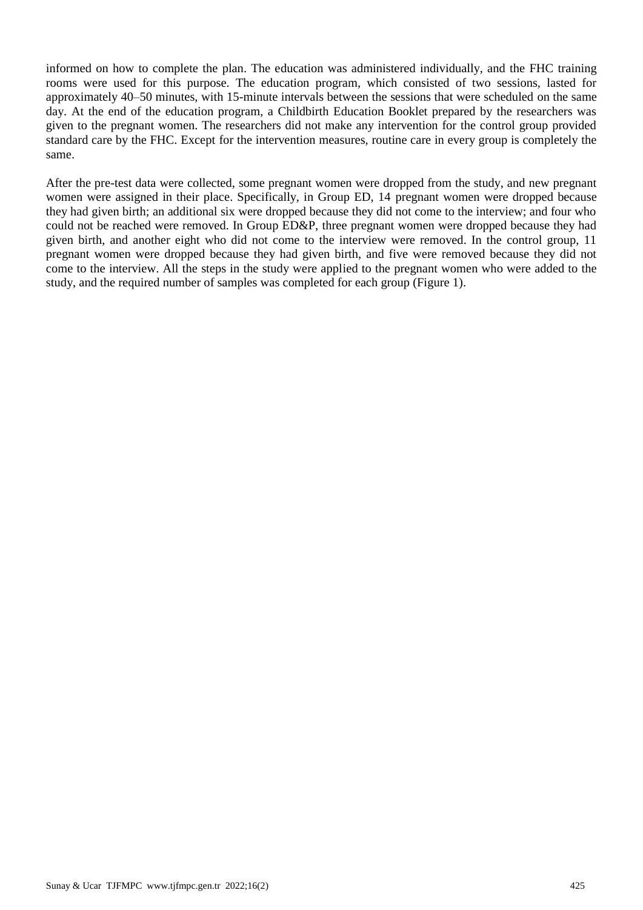informed on how to complete the plan. The education was administered individually, and the FHC training rooms were used for this purpose. The education program, which consisted of two sessions, lasted for approximately 40–50 minutes, with 15-minute intervals between the sessions that were scheduled on the same day. At the end of the education program, a Childbirth Education Booklet prepared by the researchers was given to the pregnant women. The researchers did not make any intervention for the control group provided standard care by the FHC. Except for the intervention measures, routine care in every group is completely the same.

After the pre-test data were collected, some pregnant women were dropped from the study, and new pregnant women were assigned in their place. Specifically, in Group ED, 14 pregnant women were dropped because they had given birth; an additional six were dropped because they did not come to the interview; and four who could not be reached were removed. In Group ED&P, three pregnant women were dropped because they had given birth, and another eight who did not come to the interview were removed. In the control group, 11 pregnant women were dropped because they had given birth, and five were removed because they did not come to the interview. All the steps in the study were applied to the pregnant women who were added to the study, and the required number of samples was completed for each group (Figure 1).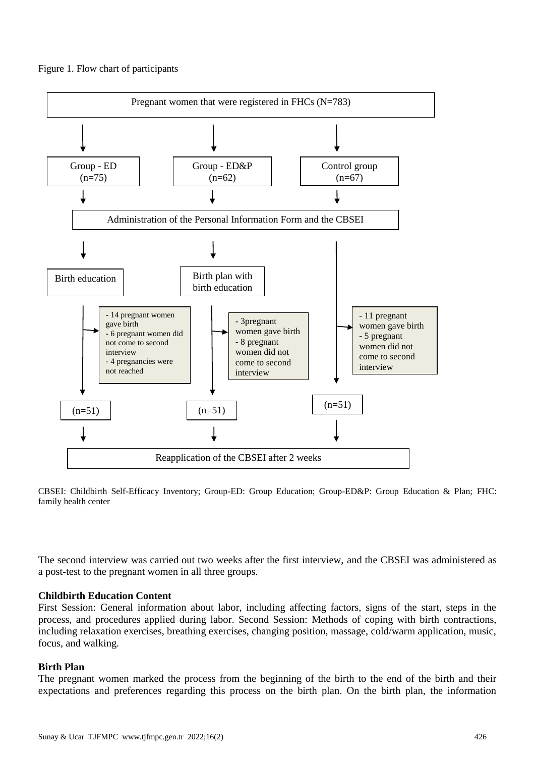Figure 1. Flow chart of participants

Pregnant women that were registered in FHCs (N=783)

Group - ED (n=75)

Group - ED&P (n=62)

Control group (n=67)

Administration of the Personal Information Form and the CBSEI

Birth education

Birth plan with birth education

- 14 pregnant women gave birth
- 6 pregnant women did not come to second interview
- 4 pregnancies were not reached

- 3pregnant women gave birth
- 8 pregnant women did not come to second interview

- 11 pregnant women gave birth
- 5 pregnant women did not come to second interview

(n=51)

(n=51)

(n=51)

Reapplication of the CBSEI after 2 weeks

CBSEI: Childbirth Self-Efficacy Inventory; Group-ED: Group Education; Group-ED&P: Group Education & Plan; FHC: family health center

The second interview was carried out two weeks after the first interview, and the CBSEI was administered as a post-test to the pregnant women in all three groups.

**Childbirth Education Content**

First Session: General information about labor, including affecting factors, signs of the start, steps in the process, and procedures applied during labor. Second Session: Methods of coping with birth contractions, including relaxation exercises, breathing exercises, changing position, massage, cold/warm application, music, focus, and walking.

**Birth Plan**

The pregnant women marked the process from the beginning of the birth to the end of the birth and their expectations and preferences regarding this process on the birth plan. On the birth plan, the information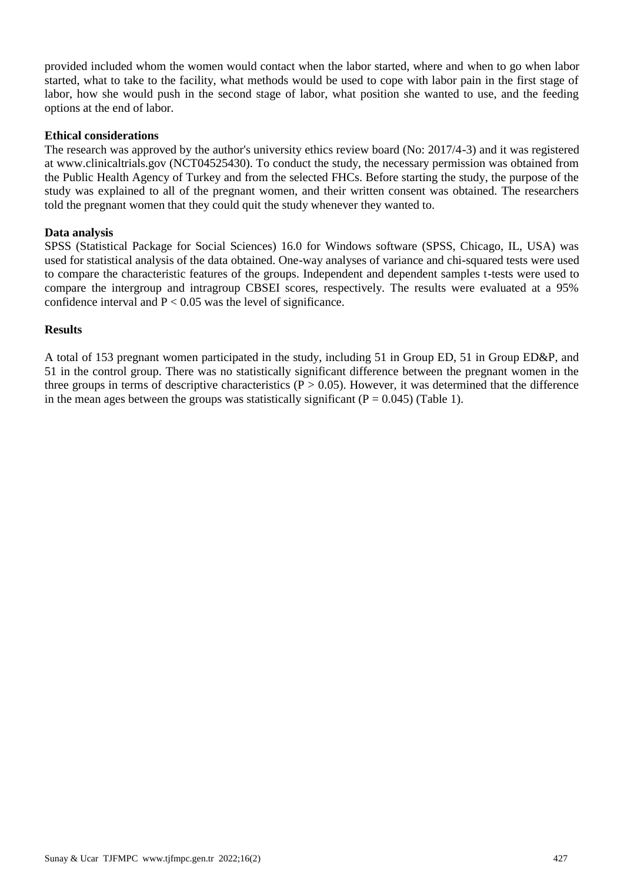provided included whom the women would contact when the labor started, where and when to go when labor started, what to take to the facility, what methods would be used to cope with labor pain in the first stage of labor, how she would push in the second stage of labor, what position she wanted to use, and the feeding options at the end of labor.

**Ethical considerations**

The research was approved by the author's university ethics review board (No: 2017/4-3) and it was registered at www.clinicaltrials.gov (NCT04525430). To conduct the study, the necessary permission was obtained from the Public Health Agency of Turkey and from the selected FHCs. Before starting the study, the purpose of the study was explained to all of the pregnant women, and their written consent was obtained. The researchers told the pregnant women that they could quit the study whenever they wanted to.

**Data analysis**

SPSS (Statistical Package for Social Sciences) 16.0 for Windows software (SPSS, Chicago, IL, USA) was used for statistical analysis of the data obtained. One-way analyses of variance and chi-squared tests were used to compare the characteristic features of the groups. Independent and dependent samples t-tests were used to compare the intergroup and intragroup CBSEI scores, respectively. The results were evaluated at a 95% confidence interval and $P < 0.05$ was the level of significance.

**Results**

A total of 153 pregnant women participated in the study, including 51 in Group ED, 51 in Group ED&P, and 51 in the control group. There was no statistically significant difference between the pregnant women in the three groups in terms of descriptive characteristics ($P > 0.05$). However, it was determined that the difference in the mean ages between the groups was statistically significant ($P = 0.045$) (Table 1).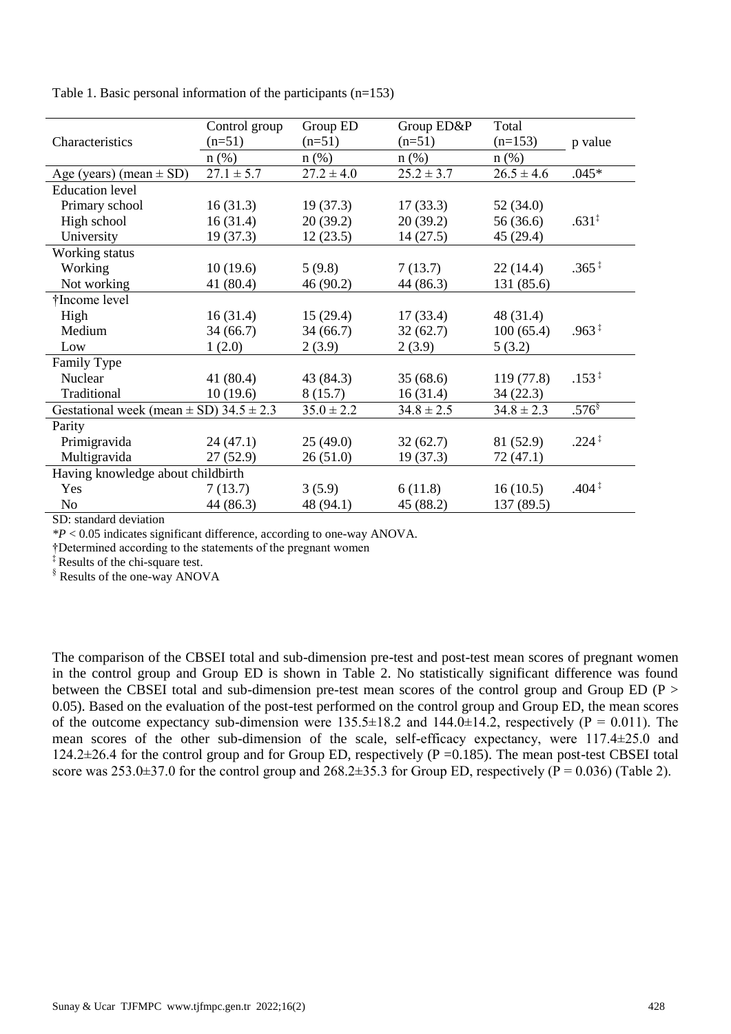Table 1. Basic personal information of the participants (n=153)

| Characteristics | Control group (n=51) | Group ED (n=51) | Group ED&P (n=51) | Total (n=153) | p value |
|---|---|---|---|---|---|
| | n (%) | n (%) | n (%) | n (%) | |
| Age (years) (mean ± SD) | 27.1 ± 5.7 | 27.2 ± 4.0 | 25.2 ± 3.7 | 26.5 ± 4.6 | .045* |
| Education level | | | | | |
| Primary school | 16 (31.3) | 19 (37.3) | 17 (33.3) | 52 (34.0) | |
| High school | 16 (31.4) | 20 (39.2) | 20 (39.2) | 56 (36.6) | .631‡ |
| University | 19 (37.3) | 12 (23.5) | 14 (27.5) | 45 (29.4) | |
| Working status | | | | | |
| Working | 10 (19.6) | 5 (9.8) | 7 (13.7) | 22 (14.4) | .365‡ |
| Not working | 41 (80.4) | 46 (90.2) | 44 (86.3) | 131 (85.6) | |
| †Income level | | | | | |
| High | 16 (31.4) | 15 (29.4) | 17 (33.4) | 48 (31.4) | |
| Medium | 34 (66.7) | 34 (66.7) | 32 (62.7) | 100 (65.4) | .963‡ |
| Low | 1 (2.0) | 2 (3.9) | 2 (3.9) | 5 (3.2) | |
| Family Type | | | | | |
| Nuclear | 41 (80.4) | 43 (84.3) | 35 (68.6) | 119 (77.8) | .153‡ |
| Traditional | 10 (19.6) | 8 (15.7) | 16 (31.4) | 34 (22.3) | |
| Gestational week (mean ± SD) | 34.5 ± 2.3 | 35.0 ± 2.2 | 34.8 ± 2.5 | 34.8 ± 2.3 | .576§ |
| Parity | | | | | |
| Primigravida | 24 (47.1) | 25 (49.0) | 32 (62.7) | 81 (52.9) | .224‡ |
| Multigravida | 27 (52.9) | 26 (51.0) | 19 (37.3) | 72 (47.1) | |
| Having knowledge about childbirth | | | | | |
| Yes | 7 (13.7) | 3 (5.9) | 6 (11.8) | 16 (10.5) | .404‡ |
| No | 44 (86.3) | 48 (94.1) | 45 (88.2) | 137 (89.5) | |

SD: standard deviation

*$P < 0.05$ indicates significant difference, according to one-way ANOVA.

†Determined according to the statements of the pregnant women

‡ Results of the chi-square test.

§ Results of the one-way ANOVA

The comparison of the CBSEI total and sub-dimension pre-test and post-test mean scores of pregnant women in the control group and Group ED is shown in Table 2. No statistically significant difference was found between the CBSEI total and sub-dimension pre-test mean scores of the control group and Group ED ($P > 0.05$). Based on the evaluation of the post-test performed on the control group and Group ED, the mean scores of the outcome expectancy sub-dimension were 135.5±18.2 and 144.0±14.2, respectively ($P = 0.011$). The mean scores of the other sub-dimension of the scale, self-efficacy expectancy, were 117.4±25.0 and 124.2±26.4 for the control group and for Group ED, respectively ($P = 0.185$). The mean post-test CBSEI total score was 253.0±37.0 for the control group and 268.2±35.3 for Group ED, respectively ($P = 0.036$) (Table 2).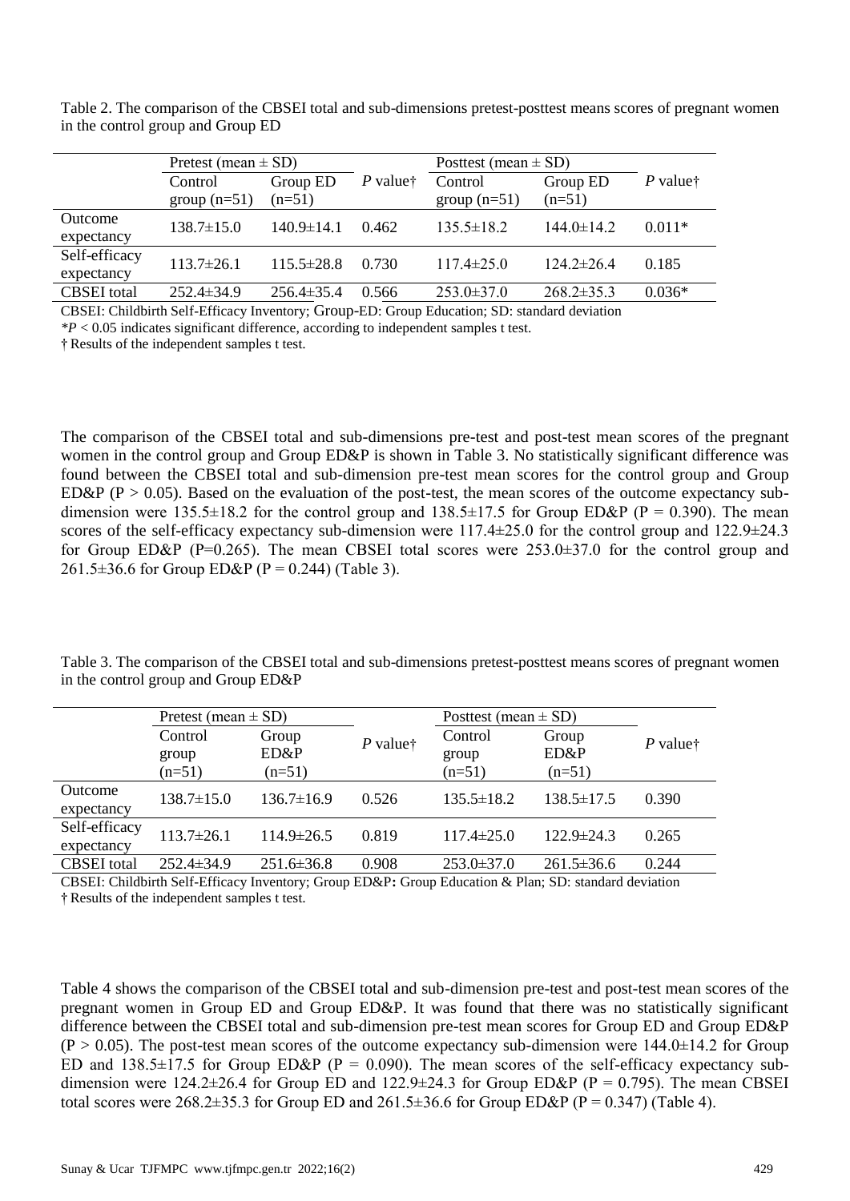Table 2. The comparison of the CBSEI total and sub-dimensions pretest-posttest means scores of pregnant women in the control group and Group ED

| | Pretest (mean ± SD) | | *P* value† | Posttest (mean ± SD) | | *P* value† |
|---|---|---|---|---|---|---|
| | Control group (n=51) | Group ED (n=51) | | Control group (n=51) | Group ED (n=51) | |
| Outcome expectancy | 138.7±15.0 | 140.9±14.1 | 0.462 | 135.5±18.2 | 144.0±14.2 | 0.011* |
| Self-efficacy expectancy | 113.7±26.1 | 115.5±28.8 | 0.730 | 117.4±25.0 | 124.2±26.4 | 0.185 |
| CBSEI total | 252.4±34.9 | 256.4±35.4 | 0.566 | 253.0±37.0 | 268.2±35.3 | 0.036* |

CBSEI: Childbirth Self-Efficacy Inventory; Group-ED: Group Education; SD: standard deviation
$^*P < 0.05$ indicates significant difference, according to independent samples t test.
† Results of the independent samples t test.

The comparison of the CBSEI total and sub-dimensions pre-test and post-test mean scores of the pregnant women in the control group and Group ED&P is shown in Table 3. No statistically significant difference was found between the CBSEI total and sub-dimension pre-test mean scores for the control group and Group ED&P (P > 0.05). Based on the evaluation of the post-test, the mean scores of the outcome expectancy sub-dimension were 135.5±18.2 for the control group and 138.5±17.5 for Group ED&P (P = 0.390). The mean scores of the self-efficacy expectancy sub-dimension were 117.4±25.0 for the control group and 122.9±24.3 for Group ED&P (P=0.265). The mean CBSEI total scores were 253.0±37.0 for the control group and 261.5±36.6 for Group ED&P (P = 0.244) (Table 3).

Table 3. The comparison of the CBSEI total and sub-dimensions pretest-posttest means scores of pregnant women in the control group and Group ED&P

| | Pretest (mean ± SD) | | *P* value† | Posttest (mean ± SD) | | *P* value† |
|---|---|---|---|---|---|---|
| | Control group (n=51) | Group ED&P (n=51) | | Control group (n=51) | Group ED&P (n=51) | |
| Outcome expectancy | 138.7±15.0 | 136.7±16.9 | 0.526 | 135.5±18.2 | 138.5±17.5 | 0.390 |
| Self-efficacy expectancy | 113.7±26.1 | 114.9±26.5 | 0.819 | 117.4±25.0 | 122.9±24.3 | 0.265 |
| CBSEI total | 252.4±34.9 | 251.6±36.8 | 0.908 | 253.0±37.0 | 261.5±36.6 | 0.244 |

CBSEI: Childbirth Self-Efficacy Inventory; Group ED&P**:** Group Education & Plan; SD: standard deviation
† Results of the independent samples t test.

Table 4 shows the comparison of the CBSEI total and sub-dimension pre-test and post-test mean scores of the pregnant women in Group ED and Group ED&P. It was found that there was no statistically significant difference between the CBSEI total and sub-dimension pre-test mean scores for Group ED and Group ED&P (P > 0.05). The post-test mean scores of the outcome expectancy sub-dimension were 144.0±14.2 for Group ED and 138.5±17.5 for Group ED&P (P = 0.090). The mean scores of the self-efficacy expectancy sub-dimension were 124.2±26.4 for Group ED and 122.9±24.3 for Group ED&P (P = 0.795). The mean CBSEI total scores were 268.2±35.3 for Group ED and 261.5±36.6 for Group ED&P (P = 0.347) (Table 4).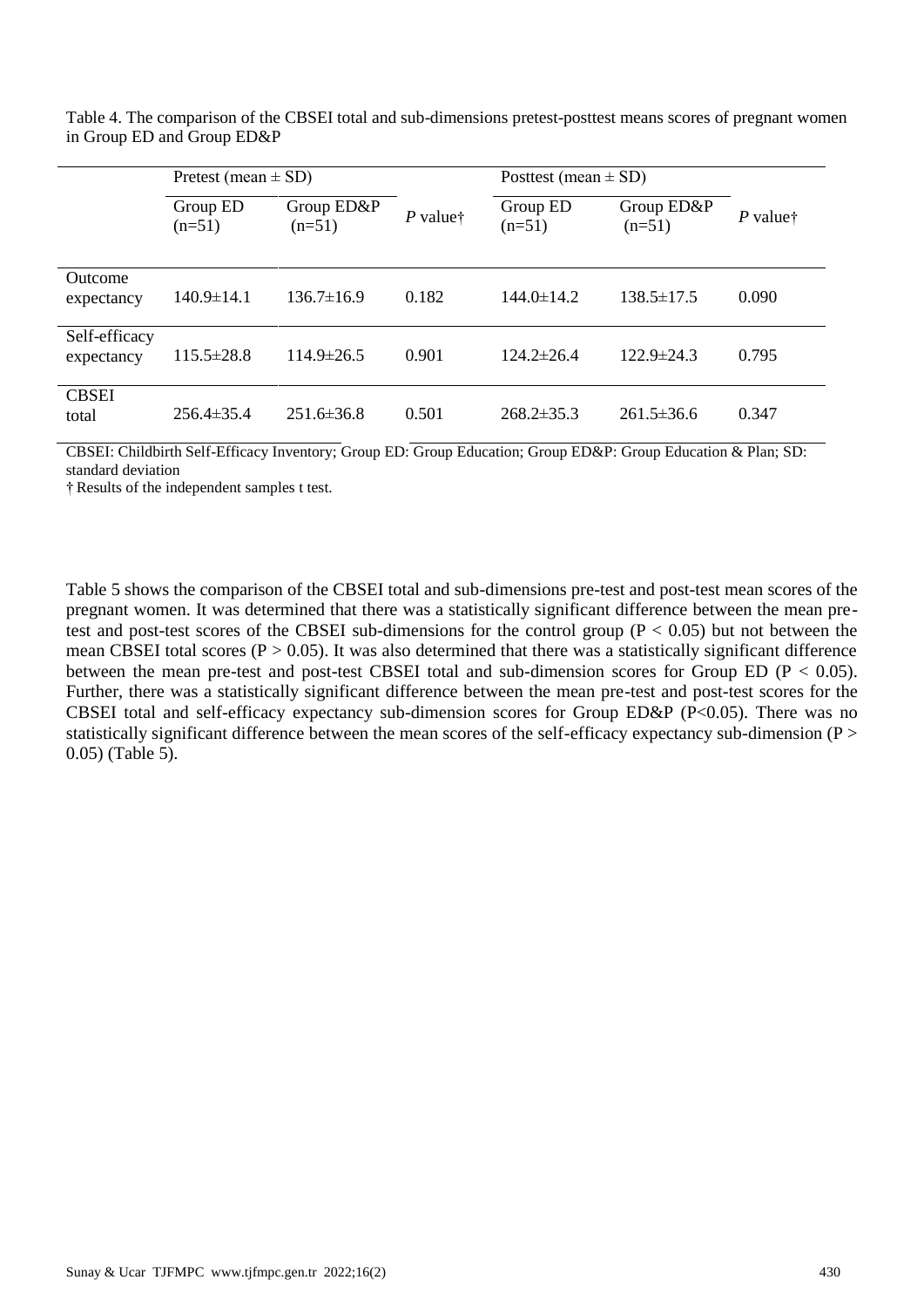Table 4. The comparison of the CBSEI total and sub-dimensions pretest-posttest means scores of pregnant women in Group ED and Group ED&P

| | Pretest (mean ± SD) | | | Posttest (mean ± SD) | | |
|---|---|---|---|---|---|---|
| | Group ED (n=51) | Group ED&P (n=51) | *P* value† | Group ED (n=51) | Group ED&P (n=51) | *P* value† |
| Outcome expectancy | 140.9±14.1 | 136.7±16.9 | 0.182 | 144.0±14.2 | 138.5±17.5 | 0.090 |
| Self-efficacy expectancy | 115.5±28.8 | 114.9±26.5 | 0.901 | 124.2±26.4 | 122.9±24.3 | 0.795 |
| CBSEI total | 256.4±35.4 | 251.6±36.8 | 0.501 | 268.2±35.3 | 261.5±36.6 | 0.347 |

CBSEI: Childbirth Self-Efficacy Inventory; Group ED: Group Education; Group ED&P: Group Education & Plan; SD: standard deviation

† Results of the independent samples t test.

Table 5 shows the comparison of the CBSEI total and sub-dimensions pre-test and post-test mean scores of the pregnant women. It was determined that there was a statistically significant difference between the mean pre-test and post-test scores of the CBSEI sub-dimensions for the control group ($P < 0.05$) but not between the mean CBSEI total scores ($P > 0.05$). It was also determined that there was a statistically significant difference between the mean pre-test and post-test CBSEI total and sub-dimension scores for Group ED ($P < 0.05$). Further, there was a statistically significant difference between the mean pre-test and post-test scores for the CBSEI total and self-efficacy expectancy sub-dimension scores for Group ED&P ($P<0.05$). There was no statistically significant difference between the mean scores of the self-efficacy expectancy sub-dimension ($P > 0.05$) (Table 5).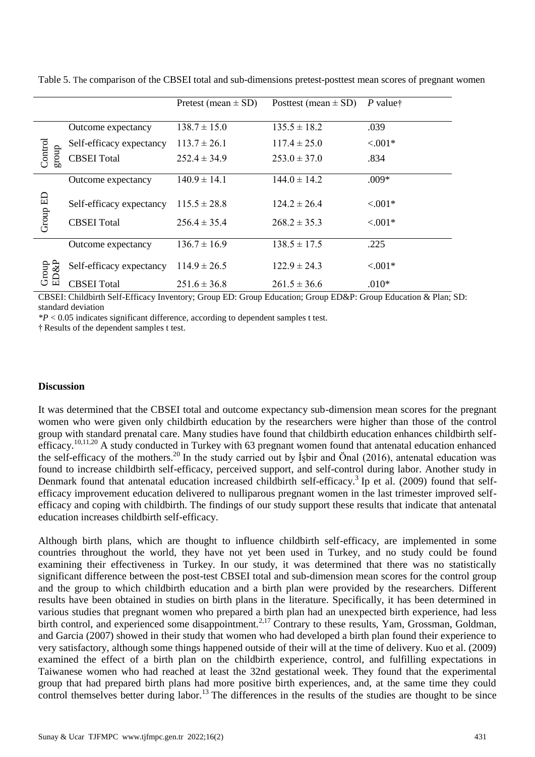Table 5. The comparison of the CBSEI total and sub-dimensions pretest-posttest mean scores of pregnant women

| | | Pretest (mean ± SD) | Posttest (mean ± SD) | *P* value† |
|---|---|---|---|---|
| Control group | Outcome expectancy | 138.7 ± 15.0 | 135.5 ± 18.2 | .039 |
| | Self-efficacy expectancy | 113.7 ± 26.1 | 117.4 ± 25.0 | <.001* |
| | CBSEI Total | 252.4 ± 34.9 | 253.0 ± 37.0 | .834 |
| Group ED | Outcome expectancy | 140.9 ± 14.1 | 144.0 ± 14.2 | .009* |
| | Self-efficacy expectancy | 115.5 ± 28.8 | 124.2 ± 26.4 | <.001* |
| | CBSEI Total | 256.4 ± 35.4 | 268.2 ± 35.3 | <.001* |
| Group ED&P | Outcome expectancy | 136.7 ± 16.9 | 138.5 ± 17.5 | .225 |
| | Self-efficacy expectancy | 114.9 ± 26.5 | 122.9 ± 24.3 | <.001* |
| | CBSEI Total | 251.6 ± 36.8 | 261.5 ± 36.6 | .010* |

CBSEI: Childbirth Self-Efficacy Inventory; Group ED: Group Education; Group ED&P: Group Education & Plan; SD: standard deviation

*$P < 0.05$ indicates significant difference, according to dependent samples t test.

† Results of the dependent samples t test.

## Discussion

It was determined that the CBSEI total and outcome expectancy sub-dimension mean scores for the pregnant women who were given only childbirth education by the researchers were higher than those of the control group with standard prenatal care. Many studies have found that childbirth education enhances childbirth self-efficacy.[10,11,20] A study conducted in Turkey with 63 pregnant women found that antenatal education enhanced the self-efficacy of the mothers.[20] In the study carried out by İşbir and Önal (2016), antenatal education was found to increase childbirth self-efficacy, perceived support, and self-control during labor. Another study in Denmark found that antenatal education increased childbirth self-efficacy.[3] Ip et al. (2009) found that self-efficacy improvement education delivered to nulliparous pregnant women in the last trimester improved self-efficacy and coping with childbirth. The findings of our study support these results that indicate that antenatal education increases childbirth self-efficacy.

Although birth plans, which are thought to influence childbirth self-efficacy, are implemented in some countries throughout the world, they have not yet been used in Turkey, and no study could be found examining their effectiveness in Turkey. In our study, it was determined that there was no statistically significant difference between the post-test CBSEI total and sub-dimension mean scores for the control group and the group to which childbirth education and a birth plan were provided by the researchers. Different results have been obtained in studies on birth plans in the literature. Specifically, it has been determined in various studies that pregnant women who prepared a birth plan had an unexpected birth experience, had less birth control, and experienced some disappointment.[2,17] Contrary to these results, Yam, Grossman, Goldman, and Garcia (2007) showed in their study that women who had developed a birth plan found their experience to very satisfactory, although some things happened outside of their will at the time of delivery. Kuo et al. (2009) examined the effect of a birth plan on the childbirth experience, control, and fulfilling expectations in Taiwanese women who had reached at least the 32nd gestational week. They found that the experimental group that had prepared birth plans had more positive birth experiences, and, at the same time they could control themselves better during labor.[13] The differences in the results of the studies are thought to be since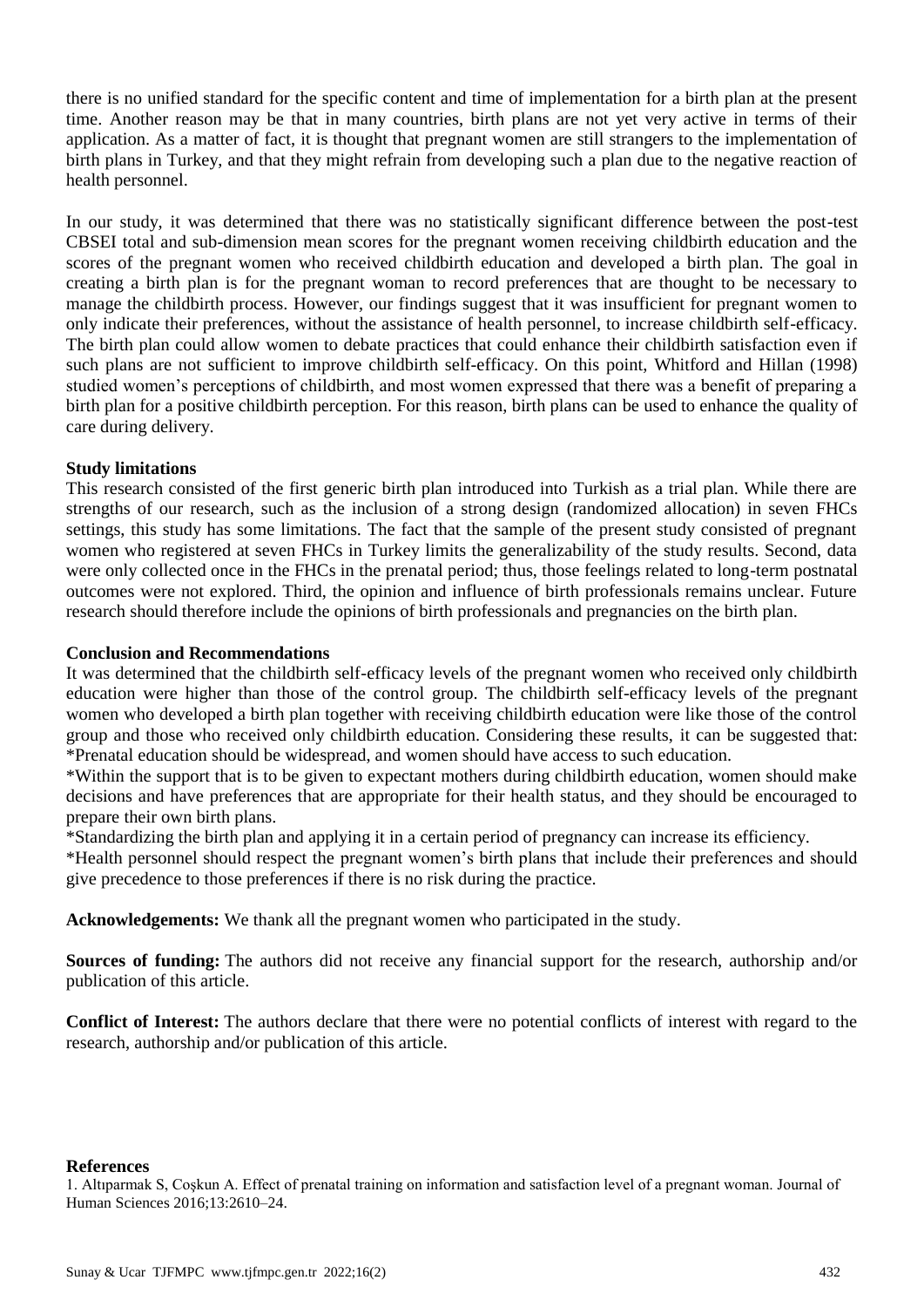there is no unified standard for the specific content and time of implementation for a birth plan at the present time. Another reason may be that in many countries, birth plans are not yet very active in terms of their application. As a matter of fact, it is thought that pregnant women are still strangers to the implementation of birth plans in Turkey, and that they might refrain from developing such a plan due to the negative reaction of health personnel.

In our study, it was determined that there was no statistically significant difference between the post-test CBSEI total and sub-dimension mean scores for the pregnant women receiving childbirth education and the scores of the pregnant women who received childbirth education and developed a birth plan. The goal in creating a birth plan is for the pregnant woman to record preferences that are thought to be necessary to manage the childbirth process. However, our findings suggest that it was insufficient for pregnant women to only indicate their preferences, without the assistance of health personnel, to increase childbirth self-efficacy. The birth plan could allow women to debate practices that could enhance their childbirth satisfaction even if such plans are not sufficient to improve childbirth self-efficacy. On this point, Whitford and Hillan (1998) studied women's perceptions of childbirth, and most women expressed that there was a benefit of preparing a birth plan for a positive childbirth perception. For this reason, birth plans can be used to enhance the quality of care during delivery.

**Study limitations**

This research consisted of the first generic birth plan introduced into Turkish as a trial plan. While there are strengths of our research, such as the inclusion of a strong design (randomized allocation) in seven FHCs settings, this study has some limitations. The fact that the sample of the present study consisted of pregnant women who registered at seven FHCs in Turkey limits the generalizability of the study results. Second, data were only collected once in the FHCs in the prenatal period; thus, those feelings related to long-term postnatal outcomes were not explored. Third, the opinion and influence of birth professionals remains unclear. Future research should therefore include the opinions of birth professionals and pregnancies on the birth plan.

**Conclusion and Recommendations**

It was determined that the childbirth self-efficacy levels of the pregnant women who received only childbirth education were higher than those of the control group. The childbirth self-efficacy levels of the pregnant women who developed a birth plan together with receiving childbirth education were like those of the control group and those who received only childbirth education. Considering these results, it can be suggested that:

*Prenatal education should be widespread, and women should have access to such education.

*Within the support that is to be given to expectant mothers during childbirth education, women should make decisions and have preferences that are appropriate for their health status, and they should be encouraged to prepare their own birth plans.

*Standardizing the birth plan and applying it in a certain period of pregnancy can increase its efficiency.

*Health personnel should respect the pregnant women's birth plans that include their preferences and should give precedence to those preferences if there is no risk during the practice.

**Acknowledgements:** We thank all the pregnant women who participated in the study.

**Sources of funding:** The authors did not receive any financial support for the research, authorship and/or publication of this article.

**Conflict of Interest:** The authors declare that there were no potential conflicts of interest with regard to the research, authorship and/or publication of this article.

**References**

1. Altıparmak S, Coşkun A. Effect of prenatal training on information and satisfaction level of a pregnant woman. Journal of Human Sciences 2016;13:2610–24.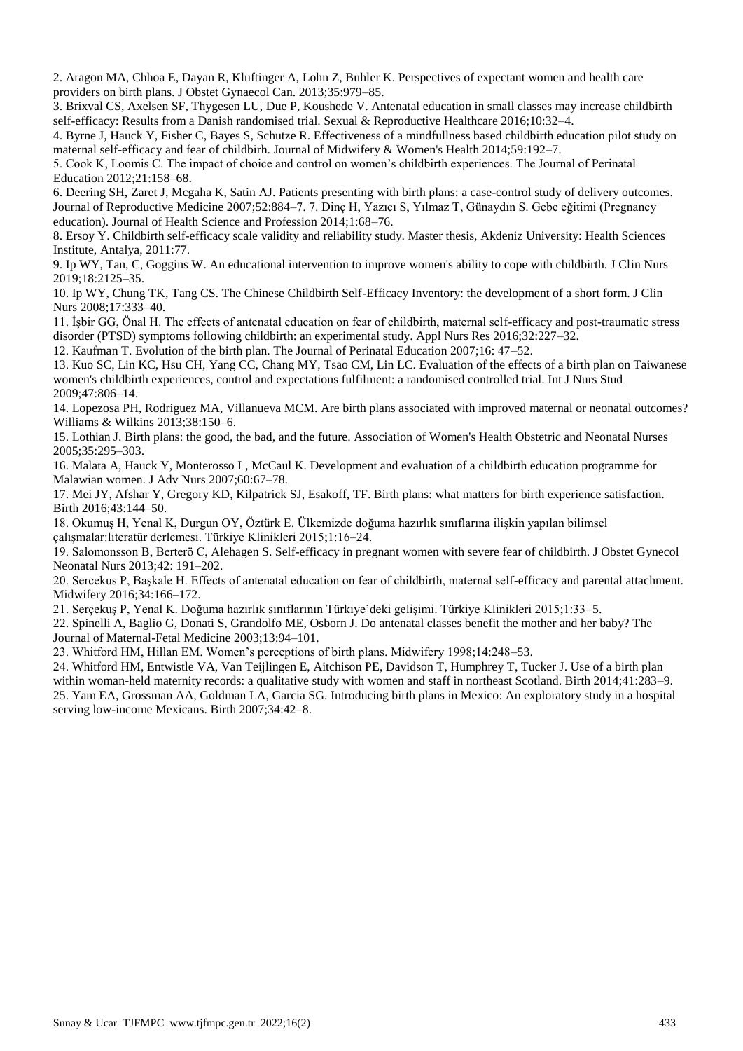2. Aragon MA, Chhoa E, Dayan R, Kluftinger A, Lohn Z, Buhler K. Perspectives of expectant women and health care providers on birth plans. J Obstet Gynaecol Can. 2013;35:979–85.

3. Brixval CS, Axelsen SF, Thygesen LU, Due P, Koushede V. Antenatal education in small classes may increase childbirth self-efficacy: Results from a Danish randomised trial. Sexual & Reproductive Healthcare 2016;10:32–4.

4. Byrne J, Hauck Y, Fisher C, Bayes S, Schutze R. Effectiveness of a mindfullness based childbirth education pilot study on maternal self-efficacy and fear of childbirh. Journal of Midwifery & Women's Health 2014;59:192–7.

5. Cook K, Loomis C. The impact of choice and control on women's childbirth experiences. The Journal of Perinatal Education 2012;21:158–68.

6. Deering SH, Zaret J, Mcgaha K, Satin AJ. Patients presenting with birth plans: a case-control study of delivery outcomes. Journal of Reproductive Medicine 2007;52:884–7. 7. Dinç H, Yazıcı S, Yılmaz T, Günaydın S. Gebe eğitimi (Pregnancy education). Journal of Health Science and Profession 2014;1:68–76.

8. Ersoy Y. Childbirth self-efficacy scale validity and reliability study. Master thesis, Akdeniz University: Health Sciences Institute, Antalya, 2011:77.

9. Ip WY, Tan, C, Goggins W. An educational intervention to improve women's ability to cope with childbirth. J Clin Nurs 2019;18:2125–35.

10. Ip WY, Chung TK, Tang CS. The Chinese Childbirth Self-Efficacy Inventory: the development of a short form. J Clin Nurs 2008;17:333–40.

11. İşbir GG, Önal H. The effects of antenatal education on fear of childbirth, maternal self-efficacy and post-traumatic stress disorder (PTSD) symptoms following childbirth: an experimental study. Appl Nurs Res 2016;32:227–32.

12. Kaufman T. Evolution of the birth plan. The Journal of Perinatal Education 2007;16: 47–52.

13. Kuo SC, Lin KC, Hsu CH, Yang CC, Chang MY, Tsao CM, Lin LC. Evaluation of the effects of a birth plan on Taiwanese women's childbirth experiences, control and expectations fulfilment: a randomised controlled trial. Int J Nurs Stud 2009;47:806–14.

14. Lopezosa PH, Rodriguez MA, Villanueva MCM. Are birth plans associated with improved maternal or neonatal outcomes? Williams & Wilkins 2013;38:150–6.

15. Lothian J. Birth plans: the good, the bad, and the future. Association of Women's Health Obstetric and Neonatal Nurses 2005;35:295–303.

16. Malata A, Hauck Y, Monterosso L, McCaul K. Development and evaluation of a childbirth education programme for Malawian women. J Adv Nurs 2007;60:67–78.

17. Mei JY, Afshar Y, Gregory KD, Kilpatrick SJ, Esakoff, TF. Birth plans: what matters for birth experience satisfaction. Birth 2016;43:144–50.

18. Okumuş H, Yenal K, Durgun OY, Öztürk E. Ülkemizde doğuma hazırlık sınıflarına ilişkin yapılan bilimsel çalışmalar:literatür derlemesi. Türkiye Klinikleri 2015;1:16–24.

19. Salomonsson B, Berterö C, Alehagen S. Self-efficacy in pregnant women with severe fear of childbirth. J Obstet Gynecol Neonatal Nurs 2013;42: 191–202.

20. Sercekus P, Başkale H. Effects of antenatal education on fear of childbirth, maternal self-efficacy and parental attachment. Midwifery 2016;34:166–172.

21. Serçekuş P, Yenal K. Doğuma hazırlık sınıflarının Türkiye'deki gelişimi. Türkiye Klinikleri 2015;1:33–5.

22. Spinelli A, Baglio G, Donati S, Grandolfo ME, Osborn J. Do antenatal classes benefit the mother and her baby? The Journal of Maternal-Fetal Medicine 2003;13:94–101.

23. Whitford HM, Hillan EM. Women's perceptions of birth plans. Midwifery 1998;14:248–53.

24. Whitford HM, Entwistle VA, Van Teijlingen E, Aitchison PE, Davidson T, Humphrey T, Tucker J. Use of a birth plan within woman-held maternity records: a qualitative study with women and staff in northeast Scotland. Birth 2014;41:283–9.

25. Yam EA, Grossman AA, Goldman LA, Garcia SG. Introducing birth plans in Mexico: An exploratory study in a hospital serving low-income Mexicans. Birth 2007;34:42–8.